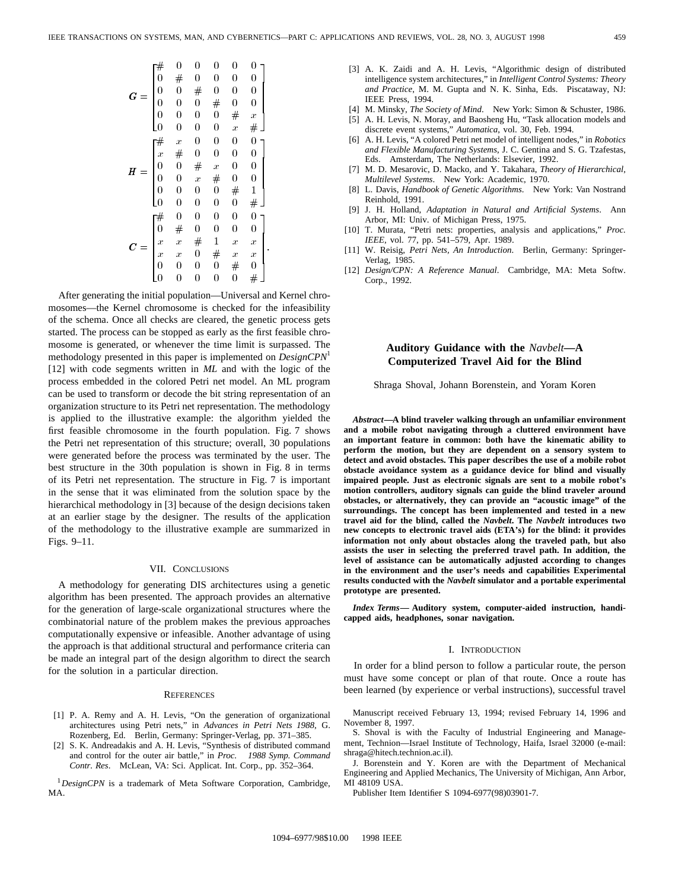$$
\boldsymbol{G} = \begin{bmatrix} \# & 0 & 0 & 0 & 0 & 0 \\ 0 & \# & 0 & 0 & 0 & 0 \\ 0 & 0 & \# & 0 & 0 & 0 \\ 0 & 0 & 0 & \# & 0 & 0 \\ 0 & 0 & 0 & 0 & \# & x \\ 0 & 0 & 0 & 0 & x & \# \end{bmatrix}
$$

$$
\boldsymbol{H} = \begin{bmatrix} \# & x & 0 & 0 & 0 & 0 \\ x & \# & 0 & 0 & 0 & 0 \\ 0 & 0 & \# & x & 0 & 0 \\ 0 & 0 & x & \# & 0 & 0 \\ 0 & 0 & 0 & 0 & \# & 1 \\ 0 & 0 & 0 & 0 & 0 & \# \end{bmatrix}
$$

$$
\boldsymbol{C} = \begin{bmatrix} \# & 0 & 0 & 0 & 0 & 0 \\ 0 & \# & 0 & 0 & 0 & 0 \\ x & x & \# & 1 & x & x \\ x & x & 0 & \# & x & x \\ 0 & 0 & 0 & 0 & \# & 0 \\ 0 & 0 & 0 & 0 & 0 & \# \end{bmatrix}.
$$

After generating the initial population—Universal and Kernel chromosomes—the Kernel chromosome is checked for the infeasibility of the schema. Once all checks are cleared, the genetic process gets started. The process can be stopped as early as the first feasible chromosome is generated, or whenever the time limit is surpassed. The methodology presented in this paper is implemented on *DesignCPN*[1] [12] with code segments written in *ML* and with the logic of the process embedded in the colored Petri net model. An ML program can be used to transform or decode the bit string representation of an organization structure to its Petri net representation. The methodology is applied to the illustrative example: the algorithm yielded the first feasible chromosome in the fourth population. Fig. 7 shows the Petri net representation of this structure; overall, 30 populations were generated before the process was terminated by the user. The best structure in the 30th population is shown in Fig. 8 in terms of its Petri net representation. The structure in Fig. 7 is important in the sense that it was eliminated from the solution space by the hierarchical methodology in [3] because of the design decisions taken at an earlier stage by the designer. The results of the application of the methodology to the illustrative example are summarized in Figs. 9–11.

## VII. Conclusions

A methodology for generating DIS architectures using a genetic algorithm has been presented. The approach provides an alternative for the generation of large-scale organizational structures where the combinatorial nature of the problem makes the previous approaches computationally expensive or infeasible. Another advantage of using the approach is that additional structural and performance criteria can be made an integral part of the design algorithm to direct the search for the solution in a particular direction.

## References

[1] P. A. Remy and A. H. Levis, "On the generation of organizational architectures using Petri nets," in *Advances in Petri Nets 1988*, G. Rozenberg, Ed. Berlin, Germany: Springer-Verlag, pp. 371–385.

[2] S. K. Andreadakis and A. H. Levis, "Synthesis of distributed command and control for the outer air battle," in *Proc. 1988 Symp. Command Contr. Res*. McLean, VA: Sci. Applicat. Int. Corp., pp. 352–364.

[3] A. K. Zaidi and A. H. Levis, "Algorithmic design of distributed intelligence system architectures," in *Intelligent Control Systems: Theory and Practice*, M. M. Gupta and N. K. Sinha, Eds. Piscataway, NJ: IEEE Press, 1994.

[4] M. Minsky, *The Society of Mind*. New York: Simon & Schuster, 1986.

[5] A. H. Levis, N. Moray, and Baosheng Hu, "Task allocation models and discrete event systems," *Automatica*, vol. 30, Feb. 1994.

[6] A. H. Levis, "A colored Petri net model of intelligent nodes," in *Robotics and Flexible Manufacturing Systems*, J. C. Gentina and S. G. Tzafestas, Eds. Amsterdam, The Netherlands: Elsevier, 1992.

[7] M. D. Mesarovic, D. Macko, and Y. Takahara, *Theory of Hierarchical, Multilevel Systems*. New York: Academic, 1970.

[8] L. Davis, *Handbook of Genetic Algorithms*. New York: Van Nostrand Reinhold, 1991.

[9] J. H. Holland, *Adaptation in Natural and Artificial Systems*. Ann Arbor, MI: Univ. of Michigan Press, 1975.

[10] T. Murata, "Petri nets: properties, analysis and applications," *Proc. IEEE*, vol. 77, pp. 541–579, Apr. 1989.

[11] W. Reisig, *Petri Nets, An Introduction*. Berlin, Germany: Springer-Verlag, 1985.

[12] *Design/CPN: A Reference Manual*. Cambridge, MA: Meta Softw. Corp., 1992.

[1] *DesignCPN* is a trademark of Meta Software Corporation, Cambridge, MA.

# Auditory Guidance with the *Navbelt*—A Computerized Travel Aid for the Blind

Shraga Shoval, Johann Borenstein, and Yoram Koren

***Abstract*—A blind traveler walking through an unfamiliar environment and a mobile robot navigating through a cluttered environment have an important feature in common: both have the kinematic ability to perform the motion, but they are dependent on a sensory system to detect and avoid obstacles. This paper describes the use of a mobile robot obstacle avoidance system as a guidance device for blind and visually impaired people. Just as electronic signals are sent to a mobile robot's motion controllers, auditory signals can guide the blind traveler around obstacles, or alternatively, they can provide an "acoustic image" of the surroundings. The concept has been implemented and tested in a new travel aid for the blind, called the *Navbelt*. The *Navbelt* introduces two new concepts to electronic travel aids (ETA's) for the blind: it provides information not only about obstacles along the traveled path, but also assists the user in selecting the preferred travel path. In addition, the level of assistance can be automatically adjusted according to changes in the environment and the user's needs and capabilities Experimental results conducted with the *Navbelt* simulator and a portable experimental prototype are presented.**

***Index Terms*— Auditory system, computer-aided instruction, handicapped aids, headphones, sonar navigation.**

## I. Introduction

In order for a blind person to follow a particular route, the person must have some concept or plan of that route. Once a route has been learned (by experience or verbal instructions), successful travel

Manuscript received February 13, 1994; revised February 14, 1996 and November 8, 1997.

S. Shoval is with the Faculty of Industrial Engineering and Management, Technion—Israel Institute of Technology, Haifa, Israel 32000 (e-mail: shraga@hitech.technion.ac.il).

J. Borenstein and Y. Koren are with the Department of Mechanical Engineering and Applied Mechanics, The University of Michigan, Ann Arbor, MI 48109 USA.

Publisher Item Identifier S 1094-6977(98)03901-7.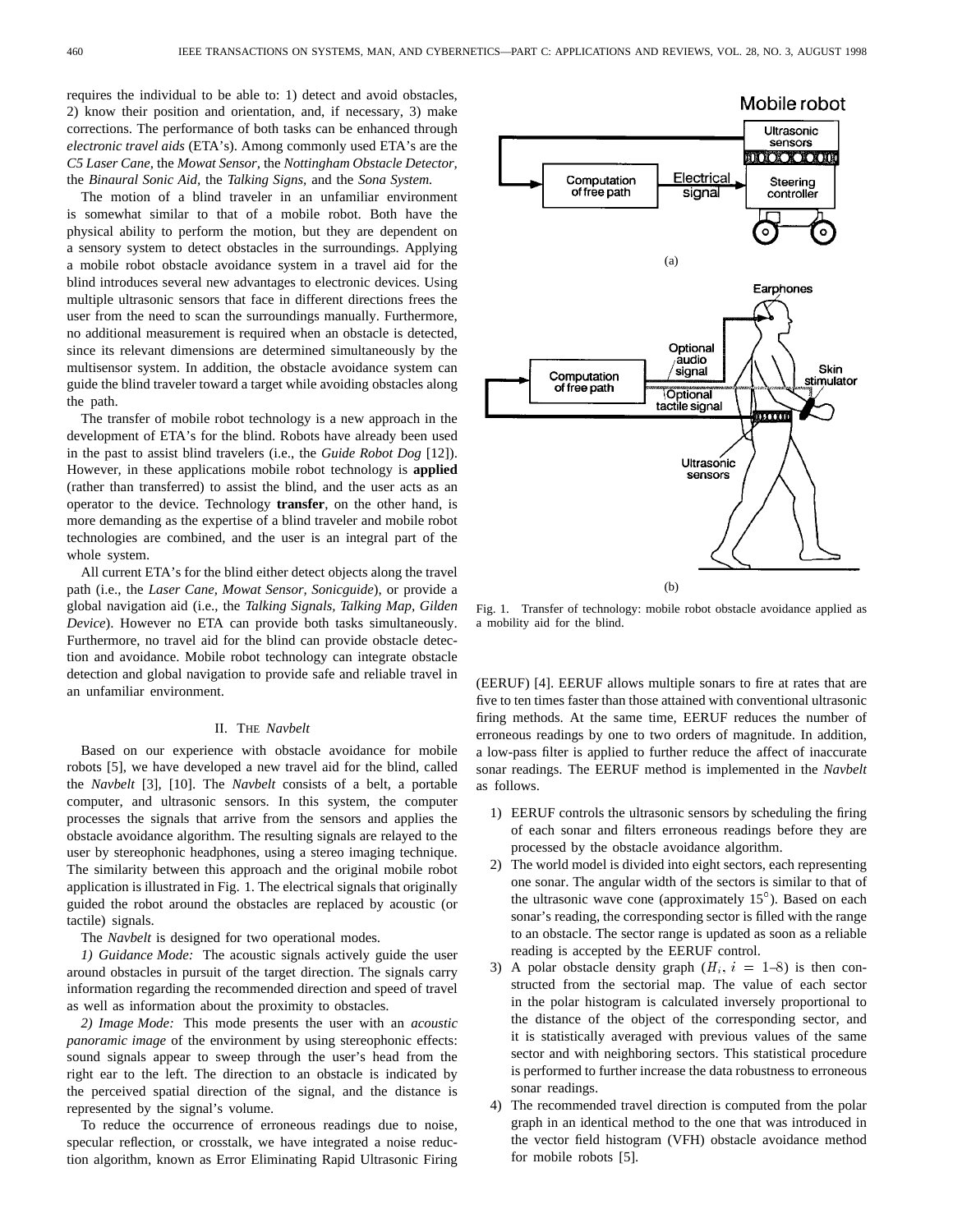requires the individual to be able to: 1) detect and avoid obstacles, 2) know their position and orientation, and, if necessary, 3) make corrections. The performance of both tasks can be enhanced through *electronic travel aids* (ETA's). Among commonly used ETA's are the *C5 Laser Cane*, the *Mowat Sensor*, the *Nottingham Obstacle Detector*, the *Binaural Sonic Aid*, the *Talking Signs*, and the *Sona System.*

The motion of a blind traveler in an unfamiliar environment is somewhat similar to that of a mobile robot. Both have the physical ability to perform the motion, but they are dependent on a sensory system to detect obstacles in the surroundings. Applying a mobile robot obstacle avoidance system in a travel aid for the blind introduces several new advantages to electronic devices. Using multiple ultrasonic sensors that face in different directions frees the user from the need to scan the surroundings manually. Furthermore, no additional measurement is required when an obstacle is detected, since its relevant dimensions are determined simultaneously by the multisensor system. In addition, the obstacle avoidance system can guide the blind traveler toward a target while avoiding obstacles along the path.

The transfer of mobile robot technology is a new approach in the development of ETA's for the blind. Robots have already been used in the past to assist blind travelers (i.e., the *Guide Robot Dog* [12]). However, in these applications mobile robot technology is **applied** (rather than transferred) to assist the blind, and the user acts as an operator to the device. Technology **transfer**, on the other hand, is more demanding as the expertise of a blind traveler and mobile robot technologies are combined, and the user is an integral part of the whole system.

All current ETA's for the blind either detect objects along the travel path (i.e., the *Laser Cane, Mowat Sensor, Sonicguide*), or provide a global navigation aid (i.e., the *Talking Signals, Talking Map, Gilden Device*). However no ETA can provide both tasks simultaneously. Furthermore, no travel aid for the blind can provide obstacle detection and avoidance. Mobile robot technology can integrate obstacle detection and global navigation to provide safe and reliable travel in an unfamiliar environment.

Fig. 1. Transfer of technology: mobile robot obstacle avoidance applied as a mobility aid for the blind.

## II. The *Navbelt*

Based on our experience with obstacle avoidance for mobile robots [5], we have developed a new travel aid for the blind, called the *Navbelt* [3], [10]. The *Navbelt* consists of a belt, a portable computer, and ultrasonic sensors. In this system, the computer processes the signals that arrive from the sensors and applies the obstacle avoidance algorithm. The resulting signals are relayed to the user by stereophonic headphones, using a stereo imaging technique. The similarity between this approach and the original mobile robot application is illustrated in Fig. 1. The electrical signals that originally guided the robot around the obstacles are replaced by acoustic (or tactile) signals.

The *Navbelt* is designed for two operational modes.

*1) Guidance Mode:* The acoustic signals actively guide the user around obstacles in pursuit of the target direction. The signals carry information regarding the recommended direction and speed of travel as well as information about the proximity to obstacles.

*2) Image Mode:* This mode presents the user with an *acoustic panoramic image* of the environment by using stereophonic effects: sound signals appear to sweep through the user's head from the right ear to the left. The direction to an obstacle is indicated by the perceived spatial direction of the signal, and the distance is represented by the signal's volume.

To reduce the occurrence of erroneous readings due to noise, specular reflection, or crosstalk, we have integrated a noise reduction algorithm, known as Error Eliminating Rapid Ultrasonic Firing (EERUF) [4]. EERUF allows multiple sonars to fire at rates that are five to ten times faster than those attained with conventional ultrasonic firing methods. At the same time, EERUF reduces the number of erroneous readings by one to two orders of magnitude. In addition, a low-pass filter is applied to further reduce the affect of inaccurate sonar readings. The EERUF method is implemented in the *Navbelt* as follows.

1) EERUF controls the ultrasonic sensors by scheduling the firing of each sonar and filters erroneous readings before they are processed by the obstacle avoidance algorithm.
2) The world model is divided into eight sectors, each representing one sonar. The angular width of the sectors is similar to that of the ultrasonic wave cone (approximately 15°). Based on each sonar's reading, the corresponding sector is filled with the range to an obstacle. The sector range is updated as soon as a reliable reading is accepted by the EERUF control.
3) A polar obstacle density graph ($H_i$, $i$ = 1–8) is then constructed from the sectorial map. The value of each sector in the polar histogram is calculated inversely proportional to the distance of the object of the corresponding sector, and it is statistically averaged with previous values of the same sector and with neighboring sectors. This statistical procedure is performed to further increase the data robustness to erroneous sonar readings.
4) The recommended travel direction is computed from the polar graph in an identical method to the one that was introduced in the vector field histogram (VFH) obstacle avoidance method for mobile robots [5].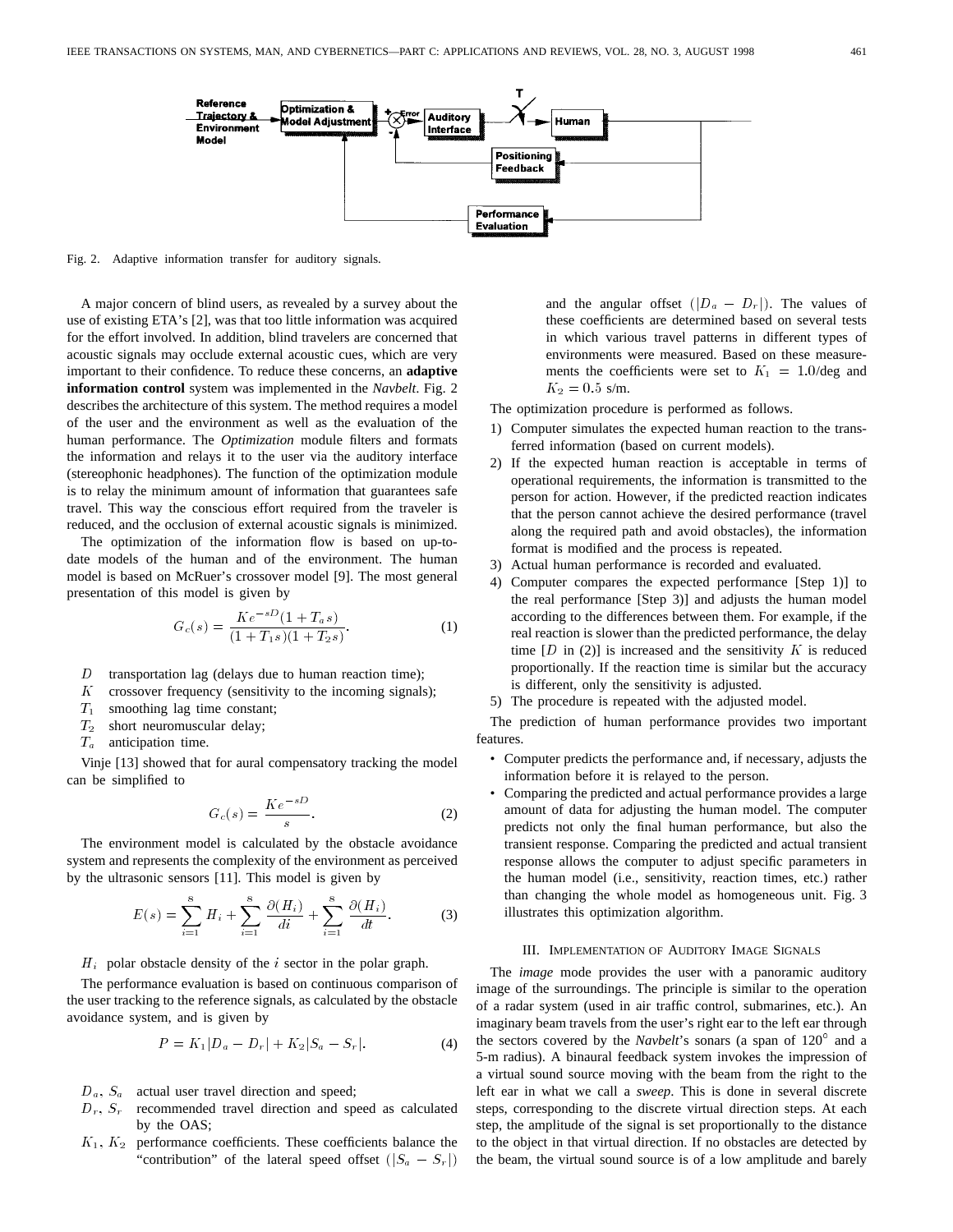Fig. 2. Adaptive information transfer for auditory signals.

A major concern of blind users, as revealed by a survey about the use of existing ETA's [2], was that too little information was acquired for the effort involved. In addition, blind travelers are concerned that acoustic signals may occlude external acoustic cues, which are very important to their confidence. To reduce these concerns, an **adaptive information control** system was implemented in the *Navbelt*. Fig. 2 describes the architecture of this system. The method requires a model of the user and the environment as well as the evaluation of the human performance. The *Optimization* module filters and formats the information and relays it to the user via the auditory interface (stereophonic headphones). The function of the optimization module is to relay the minimum amount of information that guarantees safe travel. This way the conscious effort required from the traveler is reduced, and the occlusion of external acoustic signals is minimized.

The optimization of the information flow is based on up-to-date models of the human and of the environment. The human model is based on McRuer's crossover model [9]. The most general presentation of this model is given by

$$G_c(s) = \frac{Ke^{-sD}(1+T_a s)}{(1+T_1 s)(1+T_2 s)}. \tag{1}$$

- $D$ transportation lag (delays due to human reaction time);
- $K$ crossover frequency (sensitivity to the incoming signals);
- $T_1$ smoothing lag time constant;
- $T_2$ short neuromuscular delay;
- $T_a$ anticipation time.

Vinje [13] showed that for aural compensatory tracking the model can be simplified to

$$G_c(s) = \frac{Ke^{-sD}}{s}. \tag{2}$$

The environment model is calculated by the obstacle avoidance system and represents the complexity of the environment as perceived by the ultrasonic sensors [11]. This model is given by

$$E(s) = \sum_{i=1}^{8} H_i + \sum_{i=1}^{8} \frac{\partial(H_i)}{di} + \sum_{i=1}^{8} \frac{\partial(H_i)}{dt}. \tag{3}$$

$H_i$ polar obstacle density of the $i$ sector in the polar graph.

The performance evaluation is based on continuous comparison of the user tracking to the reference signals, as calculated by the obstacle avoidance system, and is given by

$$P = K_1|D_a - D_r| + K_2|S_a - S_r|. \tag{4}$$

- $D_a$, $S_a$ actual user travel direction and speed;
- $D_r$, $S_r$ recommended travel direction and speed as calculated by the OAS;
- $K_1$, $K_2$ performance coefficients. These coefficients balance the "contribution" of the lateral speed offset ($|S_a - S_r|$) and the angular offset ($|D_a - D_r|$). The values of these coefficients are determined based on several tests in which various travel patterns in different types of environments were measured. Based on these measurements the coefficients were set to $K_1 = 1.0$/deg and $K_2 = 0.5$ s/m.

The optimization procedure is performed as follows.

1) Computer simulates the expected human reaction to the transferred information (based on current models).
2) If the expected human reaction is acceptable in terms of operational requirements, the information is transmitted to the person for action. However, if the predicted reaction indicates that the person cannot achieve the desired performance (travel along the required path and avoid obstacles), the information format is modified and the process is repeated.
3) Actual human performance is recorded and evaluated.
4) Computer compares the expected performance [Step 1)] to the real performance [Step 3)] and adjusts the human model according to the differences between them. For example, if the real reaction is slower than the predicted performance, the delay time [$D$ in (2)] is increased and the sensitivity $K$ is reduced proportionally. If the reaction time is similar but the accuracy is different, only the sensitivity is adjusted.
5) The procedure is repeated with the adjusted model.

The prediction of human performance provides two important features.

- Computer predicts the performance and, if necessary, adjusts the information before it is relayed to the person.
- Comparing the predicted and actual performance provides a large amount of data for adjusting the human model. The computer predicts not only the final human performance, but also the transient response. Comparing the predicted and actual transient response allows the computer to adjust specific parameters in the human model (i.e., sensitivity, reaction times, etc.) rather than changing the whole model as homogeneous unit. Fig. 3 illustrates this optimization algorithm.

## III. Implementation of Auditory Image Signals

The *image* mode provides the user with a panoramic auditory image of the surroundings. The principle is similar to the operation of a radar system (used in air traffic control, submarines, etc.). An imaginary beam travels from the user's right ear to the left ear through the sectors covered by the *Navbelt*'s sonars (a span of 120° and a 5-m radius). A binaural feedback system invokes the impression of a virtual sound source moving with the beam from the right to the left ear in what we call a *sweep*. This is done in several discrete steps, corresponding to the discrete virtual direction steps. At each step, the amplitude of the signal is set proportionally to the distance to the object in that virtual direction. If no obstacles are detected by the beam, the virtual sound source is of a low amplitude and barely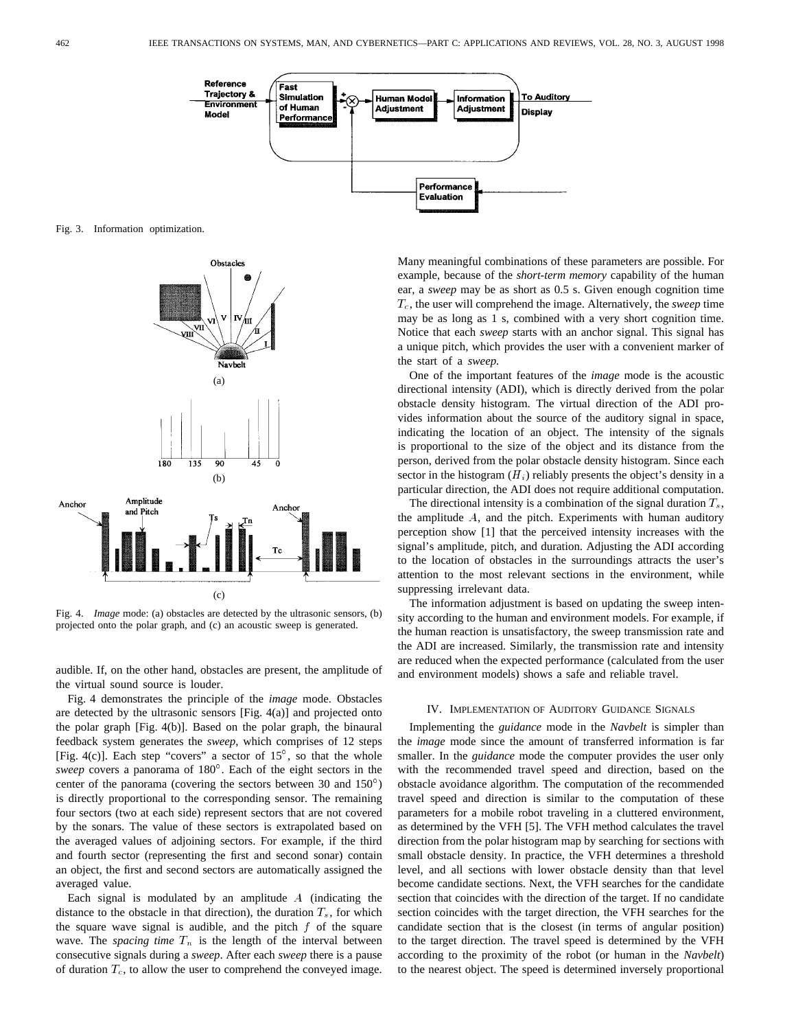Reference Trajectory & Environment Model

Fast Simulation of Human Performance

Human Model Adjustment

Information Adjustment

To Auditory Display

Performance Evaluation

Fig. 3. Information optimization.

Obstacles

VIII VII VI V IV III II I

Navbelt

(a)

180 135 90 45 0

(b)

Anchor

Amplitude and Pitch

Ts

Tn

Anchor

Tc

(c)

Fig. 4. *Image* mode: (a) obstacles are detected by the ultrasonic sensors, (b) projected onto the polar graph, and (c) an acoustic sweep is generated.

audible. If, on the other hand, obstacles are present, the amplitude of the virtual sound source is louder.

Fig. 4 demonstrates the principle of the *image* mode. Obstacles are detected by the ultrasonic sensors [Fig. 4(a)] and projected onto the polar graph [Fig. 4(b)]. Based on the polar graph, the binaural feedback system generates the *sweep*, which comprises of 12 steps [Fig. 4(c)]. Each step "covers" a sector of $15^\circ$, so that the whole *sweep* covers a panorama of $180^\circ$. Each of the eight sectors in the center of the panorama (covering the sectors between 30 and $150^\circ$) is directly proportional to the corresponding sensor. The remaining four sectors (two at each side) represent sectors that are not covered by the sonars. The value of these sectors is extrapolated based on the averaged values of adjoining sectors. For example, if the third and fourth sector (representing the first and second sonar) contain an object, the first and second sectors are automatically assigned the averaged value.

Each signal is modulated by an amplitude $A$ (indicating the distance to the obstacle in that direction), the duration $T_s$, for which the square wave signal is audible, and the pitch $f$ of the square wave. The *spacing time* $T_n$ is the length of the interval between consecutive signals during a *sweep*. After each *sweep* there is a pause of duration $T_c$, to allow the user to comprehend the conveyed image. Many meaningful combinations of these parameters are possible. For example, because of the *short-term memory* capability of the human ear, a *sweep* may be as short as 0.5 s. Given enough cognition time $T_c$, the user will comprehend the image. Alternatively, the *sweep* time may be as long as 1 s, combined with a very short cognition time. Notice that each *sweep* starts with an anchor signal. This signal has a unique pitch, which provides the user with a convenient marker of the start of a *sweep.*

One of the important features of the *image* mode is the acoustic directional intensity (ADI), which is directly derived from the polar obstacle density histogram. The virtual direction of the ADI provides information about the source of the auditory signal in space, indicating the location of an object. The intensity of the signals is proportional to the size of the object and its distance from the person, derived from the polar obstacle density histogram. Since each sector in the histogram ($H_i$) reliably presents the object's density in a particular direction, the ADI does not require additional computation.

The directional intensity is a combination of the signal duration $T_s$, the amplitude $A$, and the pitch. Experiments with human auditory perception show [1] that the perceived intensity increases with the signal's amplitude, pitch, and duration. Adjusting the ADI according to the location of obstacles in the surroundings attracts the user's attention to the most relevant sections in the environment, while suppressing irrelevant data.

The information adjustment is based on updating the sweep intensity according to the human and environment models. For example, if the human reaction is unsatisfactory, the sweep transmission rate and the ADI are increased. Similarly, the transmission rate and intensity are reduced when the expected performance (calculated from the user and environment models) shows a safe and reliable travel.

## IV. Implementation of Auditory Guidance Signals

Implementing the *guidance* mode in the *Navbelt* is simpler than the *image* mode since the amount of transferred information is far smaller. In the *guidance* mode the computer provides the user only with the recommended travel speed and direction, based on the obstacle avoidance algorithm. The computation of the recommended travel speed and direction is similar to the computation of these parameters for a mobile robot traveling in a cluttered environment, as determined by the VFH [5]. The VFH method calculates the travel direction from the polar histogram map by searching for sections with small obstacle density. In practice, the VFH determines a threshold level, and all sections with lower obstacle density than that level become candidate sections. Next, the VFH searches for the candidate section that coincides with the direction of the target. If no candidate section coincides with the target direction, the VFH searches for the candidate section that is the closest (in terms of angular position) to the target direction. The travel speed is determined by the VFH according to the proximity of the robot (or human in the *Navbelt*) to the nearest object. The speed is determined inversely proportional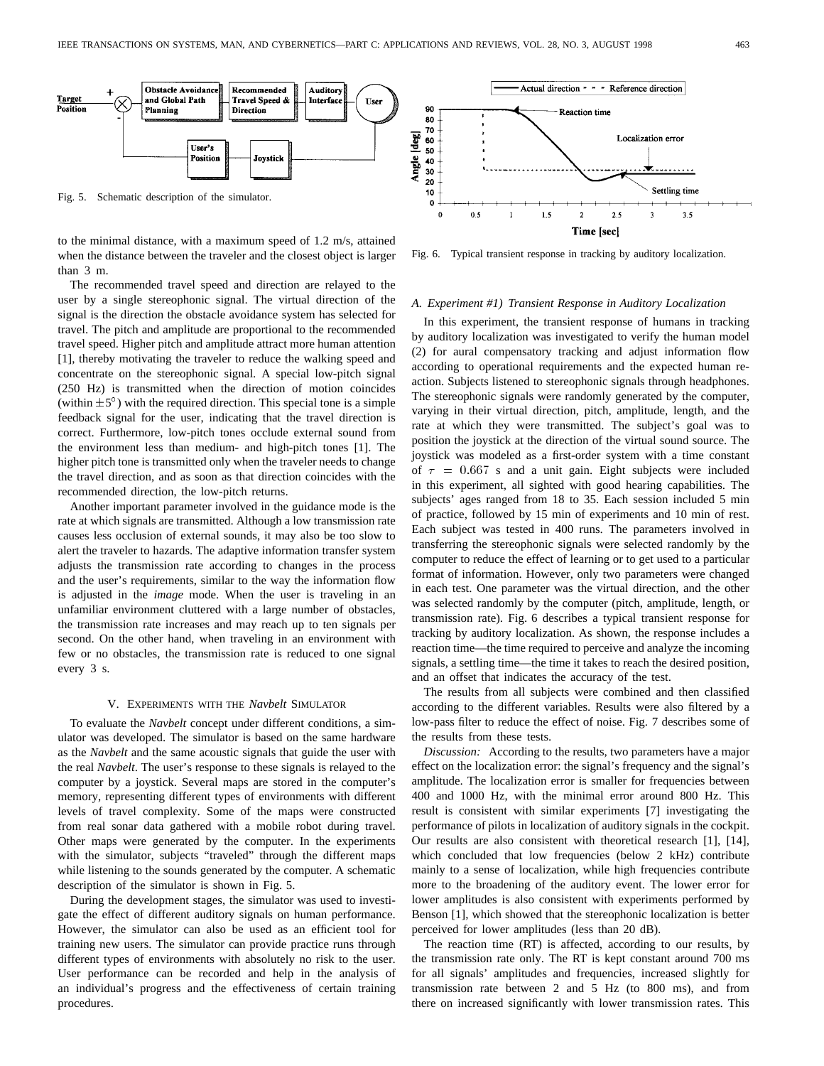Target Position

+

-

Obstacle Avoidance and Global Path Planning

Recommended Travel Speed & Direction

Auditory Interface

User

User's Position

Joystick

Fig. 5. Schematic description of the simulator.

to the minimal distance, with a maximum speed of 1.2 m/s, attained when the distance between the traveler and the closest object is larger than 3 m.

The recommended travel speed and direction are relayed to the user by a single stereophonic signal. The virtual direction of the signal is the direction the obstacle avoidance system has selected for travel. The pitch and amplitude are proportional to the recommended travel speed. Higher pitch and amplitude attract more human attention [1], thereby motivating the traveler to reduce the walking speed and concentrate on the stereophonic signal. A special low-pitch signal (250 Hz) is transmitted when the direction of motion coincides (within $\pm 5^{\circ}$) with the required direction. This special tone is a simple feedback signal for the user, indicating that the travel direction is correct. Furthermore, low-pitch tones occlude external sound from the environment less than medium- and high-pitch tones [1]. The higher pitch tone is transmitted only when the traveler needs to change the travel direction, and as soon as that direction coincides with the recommended direction, the low-pitch returns.

Another important parameter involved in the guidance mode is the rate at which signals are transmitted. Although a low transmission rate causes less occlusion of external sounds, it may also be too slow to alert the traveler to hazards. The adaptive information transfer system adjusts the transmission rate according to changes in the process and the user's requirements, similar to the way the information flow is adjusted in the *image* mode. When the user is traveling in an unfamiliar environment cluttered with a large number of obstacles, the transmission rate increases and may reach up to ten signals per second. On the other hand, when traveling in an environment with few or no obstacles, the transmission rate is reduced to one signal every 3 s.

## V. Experiments with the *Navbelt* Simulator

To evaluate the *Navbelt* concept under different conditions, a simulator was developed. The simulator is based on the same hardware as the *Navbelt* and the same acoustic signals that guide the user with the real *Navbelt*. The user's response to these signals is relayed to the computer by a joystick. Several maps are stored in the computer's memory, representing different types of environments with different levels of travel complexity. Some of the maps were constructed from real sonar data gathered with a mobile robot during travel. Other maps were generated by the computer. In the experiments with the simulator, subjects "traveled" through the different maps while listening to the sounds generated by the computer. A schematic description of the simulator is shown in Fig. 5.

During the development stages, the simulator was used to investigate the effect of different auditory signals on human performance. However, the simulator can also be used as an efficient tool for training new users. The simulator can provide practice runs through different types of environments with absolutely no risk to the user. User performance can be recorded and help in the analysis of an individual's progress and the effectiveness of certain training procedures.

Actual direction - - - Reference direction

Reaction time

Localization error

Settling time

Angle [deg]

90
80
70
60
50
40
30
20
10
0

0 0.5 1 1.5 2 2.5 3 3.5

Time [sec]

Fig. 6. Typical transient response in tracking by auditory localization.

### A. Experiment #1) Transient Response in Auditory Localization

In this experiment, the transient response of humans in tracking by auditory localization was investigated to verify the human model (2) for aural compensatory tracking and adjust information flow according to operational requirements and the expected human reaction. Subjects listened to stereophonic signals through headphones. The stereophonic signals were randomly generated by the computer, varying in their virtual direction, pitch, amplitude, length, and the rate at which they were transmitted. The subject's goal was to position the joystick at the direction of the virtual sound source. The joystick was modeled as a first-order system with a time constant of $\tau = 0.667$ s and a unit gain. Eight subjects were included in this experiment, all sighted with good hearing capabilities. The subjects' ages ranged from 18 to 35. Each session included 5 min of practice, followed by 15 min of experiments and 10 min of rest. Each subject was tested in 400 runs. The parameters involved in transferring the stereophonic signals were selected randomly by the computer to reduce the effect of learning or to get used to a particular format of information. However, only two parameters were changed in each test. One parameter was the virtual direction, and the other was selected randomly by the computer (pitch, amplitude, length, or transmission rate). Fig. 6 describes a typical transient response for tracking by auditory localization. As shown, the response includes a reaction time—the time required to perceive and analyze the incoming signals, a settling time—the time it takes to reach the desired position, and an offset that indicates the accuracy of the test.

The results from all subjects were combined and then classified according to the different variables. Results were also filtered by a low-pass filter to reduce the effect of noise. Fig. 7 describes some of the results from these tests.

*Discussion:* According to the results, two parameters have a major effect on the localization error: the signal's frequency and the signal's amplitude. The localization error is smaller for frequencies between 400 and 1000 Hz, with the minimal error around 800 Hz. This result is consistent with similar experiments [7] investigating the performance of pilots in localization of auditory signals in the cockpit. Our results are also consistent with theoretical research [1], [14], which concluded that low frequencies (below 2 kHz) contribute mainly to a sense of localization, while high frequencies contribute more to the broadening of the auditory event. The lower error for lower amplitudes is also consistent with experiments performed by Benson [1], which showed that the stereophonic localization is better perceived for lower amplitudes (less than 20 dB).

The reaction time (RT) is affected, according to our results, by the transmission rate only. The RT is kept constant around 700 ms for all signals' amplitudes and frequencies, increased slightly for transmission rate between 2 and 5 Hz (to 800 ms), and from there on increased significantly with lower transmission rates. This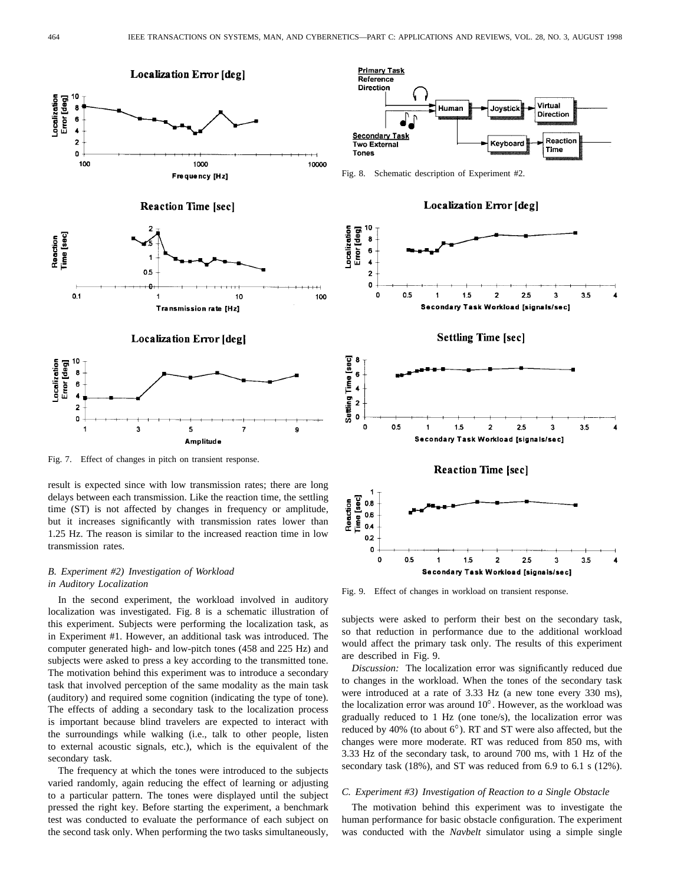Fig. 7. Effect of changes in pitch on transient response.

result is expected since with low transmission rates; there are long delays between each transmission. Like the reaction time, the settling time (ST) is not affected by changes in frequency or amplitude, but it increases significantly with transmission rates lower than 1.25 Hz. The reason is similar to the increased reaction time in low transmission rates.

### B. Experiment #2) Investigation of Workload in Auditory Localization

In the second experiment, the workload involved in auditory localization was investigated. Fig. 8 is a schematic illustration of this experiment. Subjects were performing the localization task, as in Experiment #1. However, an additional task was introduced. The computer generated high- and low-pitch tones (458 and 225 Hz) and subjects were asked to press a key according to the transmitted tone. The motivation behind this experiment was to introduce a secondary task that involved perception of the same modality as the main task (auditory) and required some cognition (indicating the type of tone). The effects of adding a secondary task to the localization process is important because blind travelers are expected to interact with the surroundings while walking (i.e., talk to other people, listen to external acoustic signals, etc.), which is the equivalent of the secondary task.

The frequency at which the tones were introduced to the subjects varied randomly, again reducing the effect of learning or adjusting to a particular pattern. The tones were displayed until the subject pressed the right key. Before starting the experiment, a benchmark test was conducted to evaluate the performance of each subject on the second task only. When performing the two tasks simultaneously, subjects were asked to perform their best on the secondary task, so that reduction in performance due to the additional workload would affect the primary task only. The results of this experiment are described in Fig. 9.

Fig. 8. Schematic description of Experiment #2.

Fig. 9. Effect of changes in workload on transient response.

*Discussion:* The localization error was significantly reduced due to changes in the workload. When the tones of the secondary task were introduced at a rate of 3.33 Hz (a new tone every 330 ms), the localization error was around 10°. However, as the workload was gradually reduced to 1 Hz (one tone/s), the localization error was reduced by 40% (to about 6°). RT and ST were also affected, but the changes were more moderate. RT was reduced from 850 ms, with 3.33 Hz of the secondary task, to around 700 ms, with 1 Hz of the secondary task (18%), and ST was reduced from 6.9 to 6.1 s (12%).

### C. Experiment #3) Investigation of Reaction to a Single Obstacle

The motivation behind this experiment was to investigate the human performance for basic obstacle configuration. The experiment was conducted with the *Navbelt* simulator using a simple single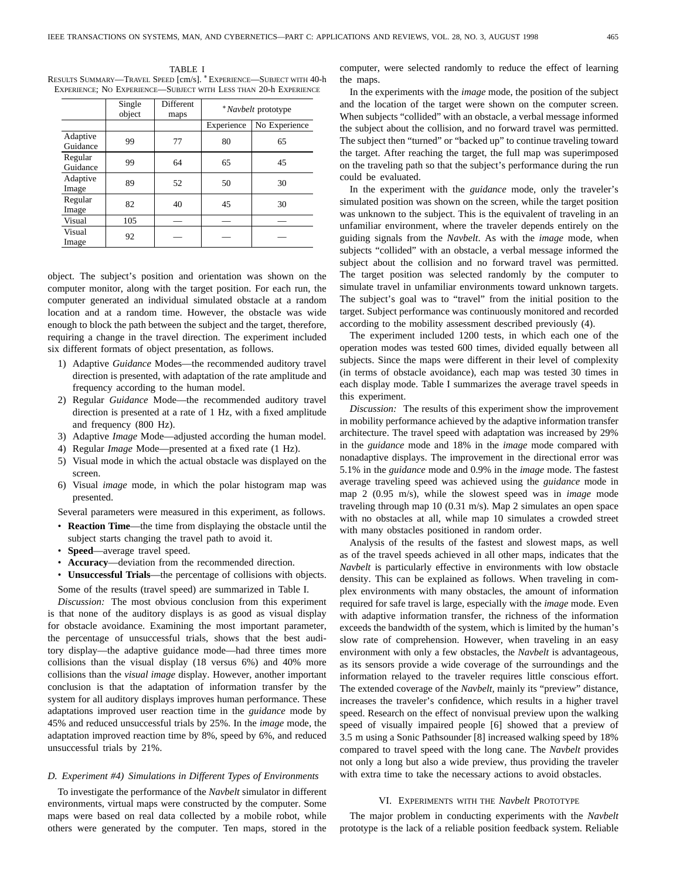TABLE I
RESULTS SUMMARY—TRAVEL SPEED [cm/s]. *EXPERIENCE—SUBJECT WITH 40-h EXPERIENCE; NO EXPERIENCE—SUBJECT WITH LESS THAN 20-h EXPERIENCE

| | Single object | Different maps | **Navbelt* prototype* | |
|---|---|---|---|---|
| | | | Experience | No Experience |
| Adaptive Guidance | 99 | 77 | 80 | 65 |
| Regular Guidance | 99 | 64 | 65 | 45 |
| Adaptive Image | 89 | 52 | 50 | 30 |
| Regular Image | 82 | 40 | 45 | 30 |
| Visual | 105 | — | — | — |
| Visual Image | 92 | — | — | — |

object. The subject's position and orientation was shown on the computer monitor, along with the target position. For each run, the computer generated an individual simulated obstacle at a random location and at a random time. However, the obstacle was wide enough to block the path between the subject and the target, therefore, requiring a change in the travel direction. The experiment included six different formats of object presentation, as follows.

1) Adaptive *Guidance* Modes—the recommended auditory travel direction is presented, with adaptation of the rate amplitude and frequency according to the human model.
2) Regular *Guidance* Mode—the recommended auditory travel direction is presented at a rate of 1 Hz, with a fixed amplitude and frequency (800 Hz).
3) Adaptive *Image* Mode—adjusted according the human model.
4) Regular *Image* Mode—presented at a fixed rate (1 Hz).
5) Visual mode in which the actual obstacle was displayed on the screen.
6) Visual *image* mode, in which the polar histogram map was presented.

Several parameters were measured in this experiment, as follows.

- **Reaction Time**—the time from displaying the obstacle until the subject starts changing the travel path to avoid it.
- **Speed**—average travel speed.
- **Accuracy**—deviation from the recommended direction.
- **Unsuccessful Trials**—the percentage of collisions with objects.

Some of the results (travel speed) are summarized in Table I.

*Discussion:* The most obvious conclusion from this experiment is that none of the auditory displays is as good as visual display for obstacle avoidance. Examining the most important parameter, the percentage of unsuccessful trials, shows that the best auditory display—the adaptive guidance mode—had three times more collisions than the visual display (18 versus 6%) and 40% more collisions than the *visual image* display. However, another important conclusion is that the adaptation of information transfer by the system for all auditory displays improves human performance. These adaptations improved user reaction time in the *guidance* mode by 45% and reduced unsuccessful trials by 25%. In the *image* mode, the adaptation improved reaction time by 8%, speed by 6%, and reduced unsuccessful trials by 21%.

### D. Experiment #4) Simulations in Different Types of Environments

To investigate the performance of the *Navbelt* simulator in different environments, virtual maps were constructed by the computer. Some maps were based on real data collected by a mobile robot, while others were generated by the computer. Ten maps, stored in the computer, were selected randomly to reduce the effect of learning the maps.

In the experiments with the *image* mode, the position of the subject and the location of the target were shown on the computer screen. When subjects "collided" with an obstacle, a verbal message informed the subject about the collision, and no forward travel was permitted. The subject then "turned" or "backed up" to continue traveling toward the target. After reaching the target, the full map was superimposed on the traveling path so that the subject's performance during the run could be evaluated.

In the experiment with the *guidance* mode, only the traveler's simulated position was shown on the screen, while the target position was unknown to the subject. This is the equivalent of traveling in an unfamiliar environment, where the traveler depends entirely on the guiding signals from the *Navbelt*. As with the *image* mode, when subjects "collided" with an obstacle, a verbal message informed the subject about the collision and no forward travel was permitted. The target position was selected randomly by the computer to simulate travel in unfamiliar environments toward unknown targets. The subject's goal was to "travel" from the initial position to the target. Subject performance was continuously monitored and recorded according to the mobility assessment described previously (4).

The experiment included 1200 tests, in which each one of the operation modes was tested 600 times, divided equally between all subjects. Since the maps were different in their level of complexity (in terms of obstacle avoidance), each map was tested 30 times in each display mode. Table I summarizes the average travel speeds in this experiment.

*Discussion:* The results of this experiment show the improvement in mobility performance achieved by the adaptive information transfer architecture. The travel speed with adaptation was increased by 29% in the *guidance* mode and 18% in the *image* mode compared with nonadaptive displays. The improvement in the directional error was 5.1% in the *guidance* mode and 0.9% in the *image* mode. The fastest average traveling speed was achieved using the *guidance* mode in map 2 (0.95 m/s), while the slowest speed was in *image* mode traveling through map 10 (0.31 m/s). Map 2 simulates an open space with no obstacles at all, while map 10 simulates a crowded street with many obstacles positioned in random order.

Analysis of the results of the fastest and slowest maps, as well as of the travel speeds achieved in all other maps, indicates that the *Navbelt* is particularly effective in environments with low obstacle density. This can be explained as follows. When traveling in complex environments with many obstacles, the amount of information required for safe travel is large, especially with the *image* mode. Even with adaptive information transfer, the richness of the information exceeds the bandwidth of the system, which is limited by the human's slow rate of comprehension. However, when traveling in an easy environment with only a few obstacles, the *Navbelt* is advantageous, as its sensors provide a wide coverage of the surroundings and the information relayed to the traveler requires little conscious effort. The extended coverage of the *Navbelt*, mainly its "preview" distance, increases the traveler's confidence, which results in a higher travel speed. Research on the effect of nonvisual preview upon the walking speed of visually impaired people [6] showed that a preview of 3.5 m using a Sonic Pathsounder [8] increased walking speed by 18% compared to travel speed with the long cane. The *Navbelt* provides not only a long but also a wide preview, thus providing the traveler with extra time to take the necessary actions to avoid obstacles.

## VI. EXPERIMENTS WITH THE *Navbelt* PROTOTYPE

The major problem in conducting experiments with the *Navbelt* prototype is the lack of a reliable position feedback system. Reliable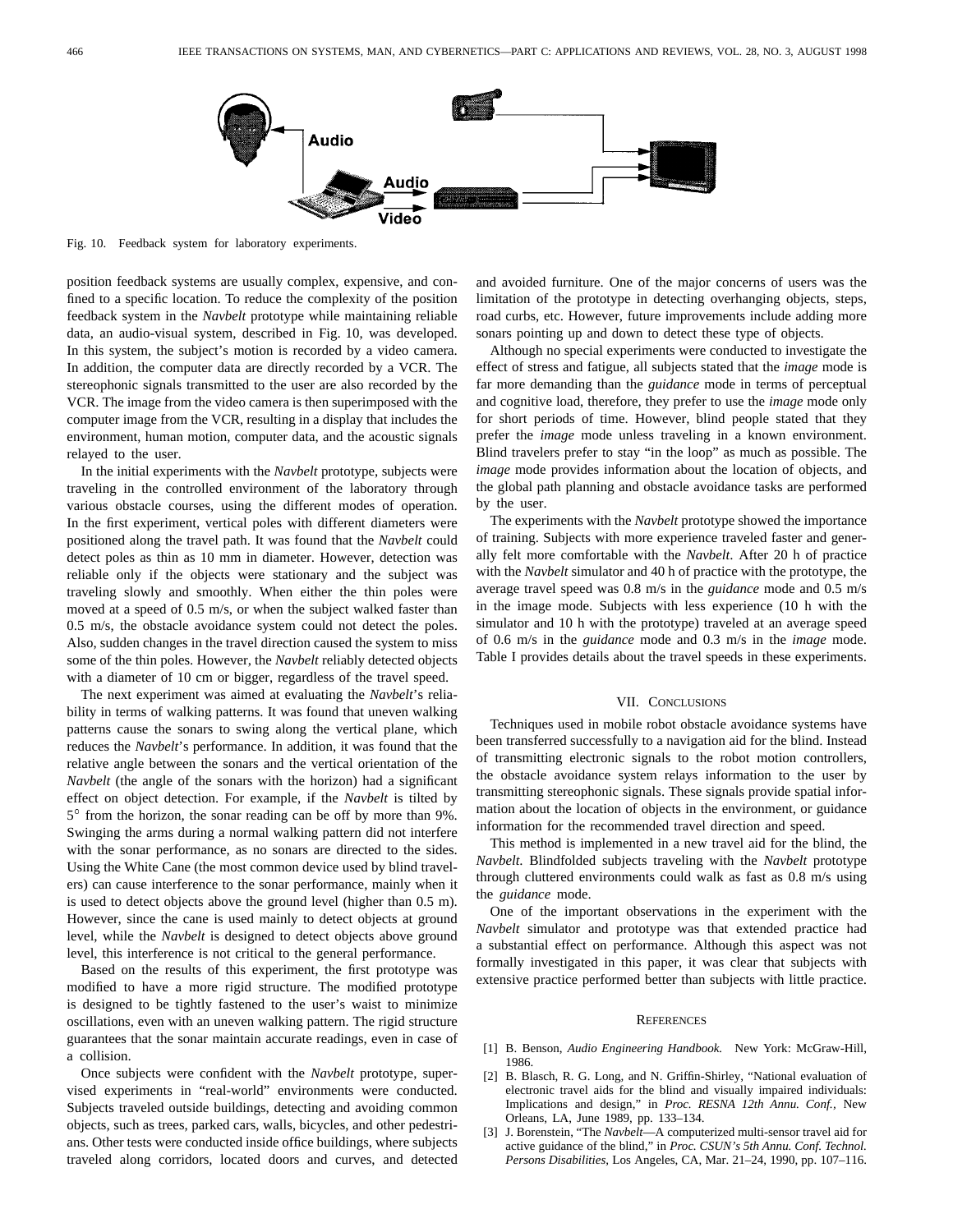Fig. 10. Feedback system for laboratory experiments.

position feedback systems are usually complex, expensive, and confined to a specific location. To reduce the complexity of the position feedback system in the *Navbelt* prototype while maintaining reliable data, an audio-visual system, described in Fig. 10, was developed. In this system, the subject's motion is recorded by a video camera. In addition, the computer data are directly recorded by a VCR. The stereophonic signals transmitted to the user are also recorded by the VCR. The image from the video camera is then superimposed with the computer image from the VCR, resulting in a display that includes the environment, human motion, computer data, and the acoustic signals relayed to the user.

In the initial experiments with the *Navbelt* prototype, subjects were traveling in the controlled environment of the laboratory through various obstacle courses, using the different modes of operation. In the first experiment, vertical poles with different diameters were positioned along the travel path. It was found that the *Navbelt* could detect poles as thin as 10 mm in diameter. However, detection was reliable only if the objects were stationary and the subject was traveling slowly and smoothly. When either the thin poles were moved at a speed of 0.5 m/s, or when the subject walked faster than 0.5 m/s, the obstacle avoidance system could not detect the poles. Also, sudden changes in the travel direction caused the system to miss some of the thin poles. However, the *Navbelt* reliably detected objects with a diameter of 10 cm or bigger, regardless of the travel speed.

The next experiment was aimed at evaluating the *Navbelt*'s reliability in terms of walking patterns. It was found that uneven walking patterns cause the sonars to swing along the vertical plane, which reduces the *Navbelt*'s performance. In addition, it was found that the relative angle between the sonars and the vertical orientation of the *Navbelt* (the angle of the sonars with the horizon) had a significant effect on object detection. For example, if the *Navbelt* is tilted by $5^{\circ}$ from the horizon, the sonar reading can be off by more than 9%. Swinging the arms during a normal walking pattern did not interfere with the sonar performance, as no sonars are directed to the sides. Using the White Cane (the most common device used by blind travelers) can cause interference to the sonar performance, mainly when it is used to detect objects above the ground level (higher than 0.5 m). However, since the cane is used mainly to detect objects at ground level, while the *Navbelt* is designed to detect objects above ground level, this interference is not critical to the general performance.

Based on the results of this experiment, the first prototype was modified to have a more rigid structure. The modified prototype is designed to be tightly fastened to the user's waist to minimize oscillations, even with an uneven walking pattern. The rigid structure guarantees that the sonar maintain accurate readings, even in case of a collision.

Once subjects were confident with the *Navbelt* prototype, supervised experiments in "real-world" environments were conducted. Subjects traveled outside buildings, detecting and avoiding common objects, such as trees, parked cars, walls, bicycles, and other pedestrians. Other tests were conducted inside office buildings, where subjects traveled along corridors, located doors and curves, and detected and avoided furniture. One of the major concerns of users was the limitation of the prototype in detecting overhanging objects, steps, road curbs, etc. However, future improvements include adding more sonars pointing up and down to detect these type of objects.

Although no special experiments were conducted to investigate the effect of stress and fatigue, all subjects stated that the *image* mode is far more demanding than the *guidance* mode in terms of perceptual and cognitive load, therefore, they prefer to use the *image* mode only for short periods of time. However, blind people stated that they prefer the *image* mode unless traveling in a known environment. Blind travelers prefer to stay "in the loop" as much as possible. The *image* mode provides information about the location of objects, and the global path planning and obstacle avoidance tasks are performed by the user.

The experiments with the *Navbelt* prototype showed the importance of training. Subjects with more experience traveled faster and generally felt more comfortable with the *Navbelt*. After 20 h of practice with the *Navbelt* simulator and 40 h of practice with the prototype, the average travel speed was 0.8 m/s in the *guidance* mode and 0.5 m/s in the image mode. Subjects with less experience (10 h with the simulator and 10 h with the prototype) traveled at an average speed of 0.6 m/s in the *guidance* mode and 0.3 m/s in the *image* mode. Table I provides details about the travel speeds in these experiments.

## VII. Conclusions

Techniques used in mobile robot obstacle avoidance systems have been transferred successfully to a navigation aid for the blind. Instead of transmitting electronic signals to the robot motion controllers, the obstacle avoidance system relays information to the user by transmitting stereophonic signals. These signals provide spatial information about the location of objects in the environment, or guidance information for the recommended travel direction and speed.

This method is implemented in a new travel aid for the blind, the *Navbelt.* Blindfolded subjects traveling with the *Navbelt* prototype through cluttered environments could walk as fast as 0.8 m/s using the *guidance* mode.

One of the important observations in the experiment with the *Navbelt* simulator and prototype was that extended practice had a substantial effect on performance. Although this aspect was not formally investigated in this paper, it was clear that subjects with extensive practice performed better than subjects with little practice.

## References

[1] B. Benson, *Audio Engineering Handbook.* New York: McGraw-Hill, 1986.

[2] B. Blasch, R. G. Long, and N. Griffin-Shirley, "National evaluation of electronic travel aids for the blind and visually impaired individuals: Implications and design," in *Proc. RESNA 12th Annu. Conf.,* New Orleans, LA, June 1989, pp. 133–134.

[3] J. Borenstein, "The *Navbelt*—A computerized multi-sensor travel aid for active guidance of the blind," in *Proc. CSUN's 5th Annu. Conf. Technol. Persons Disabilities,* Los Angeles, CA, Mar. 21–24, 1990, pp. 107–116.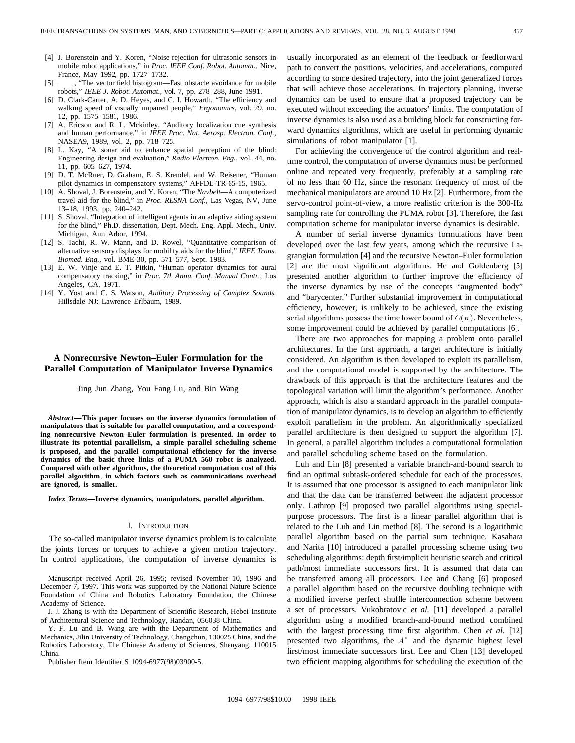[4] J. Borenstein and Y. Koren, "Noise rejection for ultrasonic sensors in mobile robot applications," in *Proc. IEEE Conf. Robot. Automat.*, Nice, France, May 1992, pp. 1727–1732.

[5] ——, "The vector field histogram—Fast obstacle avoidance for mobile robots," *IEEE J. Robot. Automat.*, vol. 7, pp. 278–288, June 1991.

[6] D. Clark-Carter, A. D. Heyes, and C. I. Howarth, "The efficiency and walking speed of visually impaired people," *Ergonomics*, vol. 29, no. 12, pp. 1575–1581, 1986.

[7] A. Ericson and R. L. Mckinley, "Auditory localization cue synthesis and human performance," in *IEEE Proc. Nat. Aerosp. Electron. Conf.*, NASEA9, 1989, vol. 2, pp. 718–725.

[8] L. Kay, "A sonar aid to enhance spatial perception of the blind: Engineering design and evaluation," *Radio Electron. Eng.*, vol. 44, no. 11, pp. 605–627, 1974.

[9] D. T. McRuer, D. Graham, E. S. Krendel, and W. Reisener, "Human pilot dynamics in compensatory systems," AFFDL-TR-65-15, 1965.

[10] A. Shoval, J. Borenstein, and Y. Koren, "The *Navbelt*—A computerized travel aid for the blind," in *Proc. RESNA Conf.*, Las Vegas, NV, June 13–18, 1993, pp. 240–242.

[11] S. Shoval, "Integration of intelligent agents in an adaptive aiding system for the blind," Ph.D. dissertation, Dept. Mech. Eng. Appl. Mech., Univ. Michigan, Ann Arbor, 1994.

[12] S. Tachi, R. W. Mann, and D. Rowel, "Quantitative comparison of alternative sensory displays for mobility aids for the blind," *IEEE Trans. Biomed. Eng.*, vol. BME-30, pp. 571–577, Sept. 1983.

[13] E. W. Vinje and E. T. Pitkin, "Human operator dynamics for aural compensatory tracking," in *Proc. 7th Annu. Conf. Manual Contr.*, Los Angeles, CA, 1971.

[14] Y. Yost and C. S. Watson, *Auditory Processing of Complex Sounds.* Hillsdale NJ: Lawrence Erlbaum, 1989.

# A Nonrecursive Newton–Euler Formulation for the Parallel Computation of Manipulator Inverse Dynamics

Jing Jun Zhang, You Fang Lu, and Bin Wang

***Abstract*—This paper focuses on the inverse dynamics formulation of manipulators that is suitable for parallel computation, and a corresponding nonrecursive Newton–Euler formulation is presented. In order to illustrate its potential parallelism, a simple parallel scheduling scheme is proposed, and the parallel computational efficiency for the inverse dynamics of the basic three links of a PUMA 560 robot is analyzed. Compared with other algorithms, the theoretical computation cost of this parallel algorithm, in which factors such as communications overhead are ignored, is smaller.**

***Index Terms*—Inverse dynamics, manipulators, parallel algorithm.**

## I. Introduction

The so-called manipulator inverse dynamics problem is to calculate the joints forces or torques to achieve a given motion trajectory. In control applications, the computation of inverse dynamics is usually incorporated as an element of the feedback or feedforward path to convert the positions, velocities, and accelerations, computed according to some desired trajectory, into the joint generalized forces that will achieve those accelerations. In trajectory planning, inverse dynamics can be used to ensure that a proposed trajectory can be executed without exceeding the actuators' limits. The computation of inverse dynamics is also used as a building block for constructing forward dynamics algorithms, which are useful in performing dynamic simulations of robot manipulator [1].

For achieving the convergence of the control algorithm and real-time control, the computation of inverse dynamics must be performed online and repeated very frequently, preferably at a sampling rate of no less than 60 Hz, since the resonant frequency of most of the mechanical manipulators are around 10 Hz [2]. Furthermore, from the servo-control point-of-view, a more realistic criterion is the 300-Hz sampling rate for controlling the PUMA robot [3]. Therefore, the fast computation scheme for manipulator inverse dynamics is desirable.

A number of serial inverse dynamics formulations have been developed over the last few years, among which the recursive Lagrangian formulation [4] and the recursive Newton–Euler formulation [2] are the most significant algorithms. He and Goldenberg [5] presented another algorithm to further improve the efficiency of the inverse dynamics by use of the concepts "augmented body" and "barycenter." Further substantial improvement in computational efficiency, however, is unlikely to be achieved, since the existing serial algorithms possess the time lower bound of $O(n)$. Nevertheless, some improvement could be achieved by parallel computations [6].

There are two approaches for mapping a problem onto parallel architectures. In the first approach, a target architecture is initially considered. An algorithm is then developed to exploit its parallelism, and the computational model is supported by the architecture. The drawback of this approach is that the architecture features and the topological variation will limit the algorithm's performance. Another approach, which is also a standard approach in the parallel computation of manipulator dynamics, is to develop an algorithm to efficiently exploit parallelism in the problem. An algorithmically specialized parallel architecture is then designed to support the algorithm [7]. In general, a parallel algorithm includes a computational formulation and parallel scheduling scheme based on the formulation.

Luh and Lin [8] presented a variable branch-and-bound search to find an optimal subtask-ordered schedule for each of the processors. It is assumed that one processor is assigned to each manipulator link and that the data can be transferred between the adjacent processor only. Lathrop [9] proposed two parallel algorithms using special-purpose processors. The first is a linear parallel algorithm that is related to the Luh and Lin method [8]. The second is a logarithmic parallel algorithm based on the partial sum technique. Kasahara and Narita [10] introduced a parallel processing scheme using two scheduling algorithms: depth first/implicit heuristic search and critical path/most immediate successors first. It is assumed that data can be transferred among all processors. Lee and Chang [6] proposed a parallel algorithm based on the recursive doubling technique with a modified inverse perfect shuffle interconnection scheme between a set of processors. Vukobratovic *et al.* [11] developed a parallel algorithm using a modified branch-and-bound method combined with the largest processing time first algorithm. Chen *et al.* [12] presented two algorithms, the $A^*$ and the dynamic highest level first/most immediate successors first. Lee and Chen [13] developed two efficient mapping algorithms for scheduling the execution of the

Manuscript received April 26, 1995; revised November 10, 1996 and December 7, 1997. This work was supported by the National Nature Science Foundation of China and Robotics Laboratory Foundation, the Chinese Academy of Science.

J. J. Zhang is with the Department of Scientific Research, Hebei Institute of Architectural Science and Technology, Handan, 056038 China.

Y. F. Lu and B. Wang are with the Department of Mathematics and Mechanics, Jilin University of Technology, Changchun, 130025 China, and the Robotics Laboratory, The Chinese Academy of Sciences, Shenyang, 110015 China.

Publisher Item Identifier S 1094-6977(98)03900-5.